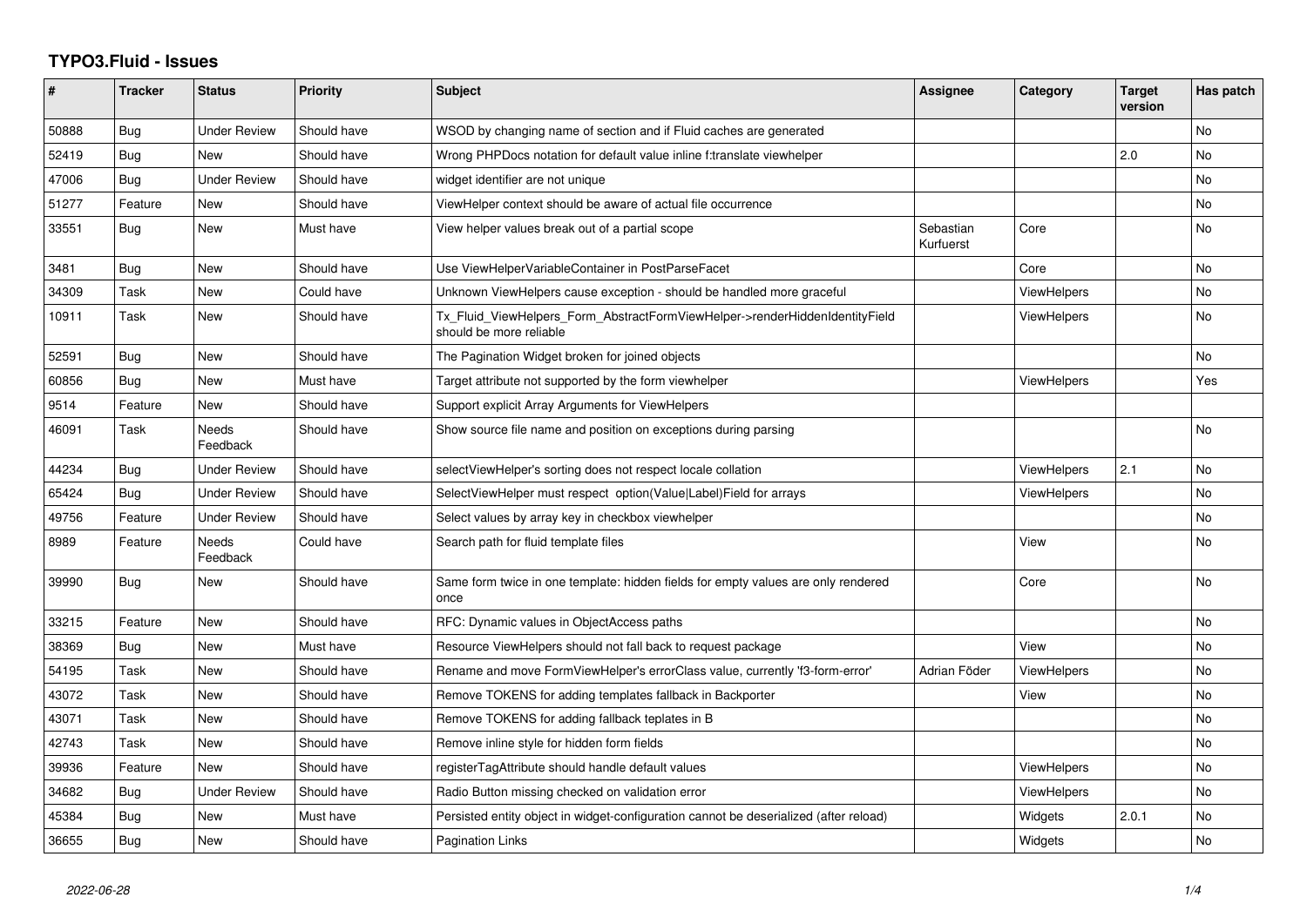# TYPO3.Fluid - Issues

| # | Tracker | Status | Priority | Subject | Assignee | Category | Target version | Has patch |
|---|---|---|---|---|---|---|---|---|
| 50888 | Bug | Under Review | Should have | WSOD by changing name of section and if Fluid caches are generated | | | | No |
| 52419 | Bug | New | Should have | Wrong PHPDocs notation for default value inline f:translate viewhelper | | | 2.0 | No |
| 47006 | Bug | Under Review | Should have | widget identifier are not unique | | | | No |
| 51277 | Feature | New | Should have | ViewHelper context should be aware of actual file occurrence | | | | No |
| 33551 | Bug | New | Must have | View helper values break out of a partial scope | Sebastian Kurfuerst | Core | | No |
| 3481 | Bug | New | Should have | Use ViewHelperVariableContainer in PostParseFacet | | Core | | No |
| 34309 | Task | New | Could have | Unknown ViewHelpers cause exception - should be handled more graceful | | ViewHelpers | | No |
| 10911 | Task | New | Should have | Tx_Fluid_ViewHelpers_Form_AbstractFormViewHelper->renderHiddenIdentityField should be more reliable | | ViewHelpers | | No |
| 52591 | Bug | New | Should have | The Pagination Widget broken for joined objects | | | | No |
| 60856 | Bug | New | Must have | Target attribute not supported by the form viewhelper | | ViewHelpers | | Yes |
| 9514 | Feature | New | Should have | Support explicit Array Arguments for ViewHelpers | | | | |
| 46091 | Task | Needs Feedback | Should have | Show source file name and position on exceptions during parsing | | | | No |
| 44234 | Bug | Under Review | Should have | selectViewHelper's sorting does not respect locale collation | | ViewHelpers | 2.1 | No |
| 65424 | Bug | Under Review | Should have | SelectViewHelper must respect option(Value\|Label)Field for arrays | | ViewHelpers | | No |
| 49756 | Feature | Under Review | Should have | Select values by array key in checkbox viewhelper | | | | No |
| 8989 | Feature | Needs Feedback | Could have | Search path for fluid template files | | View | | No |
| 39990 | Bug | New | Should have | Same form twice in one template: hidden fields for empty values are only rendered once | | Core | | No |
| 33215 | Feature | New | Should have | RFC: Dynamic values in ObjectAccess paths | | | | No |
| 38369 | Bug | New | Must have | Resource ViewHelpers should not fall back to request package | | View | | No |
| 54195 | Task | New | Should have | Rename and move FormViewHelper's errorClass value, currently 'f3-form-error' | Adrian Föder | ViewHelpers | | No |
| 43072 | Task | New | Should have | Remove TOKENS for adding templates fallback in Backporter | | View | | No |
| 43071 | Task | New | Should have | Remove TOKENS for adding fallback teplates in B | | | | No |
| 42743 | Task | New | Should have | Remove inline style for hidden form fields | | | | No |
| 39936 | Feature | New | Should have | registerTagAttribute should handle default values | | ViewHelpers | | No |
| 34682 | Bug | Under Review | Should have | Radio Button missing checked on validation error | | ViewHelpers | | No |
| 45384 | Bug | New | Must have | Persisted entity object in widget-configuration cannot be deserialized (after reload) | | Widgets | 2.0.1 | No |
| 36655 | Bug | New | Should have | Pagination Links | | Widgets | | No |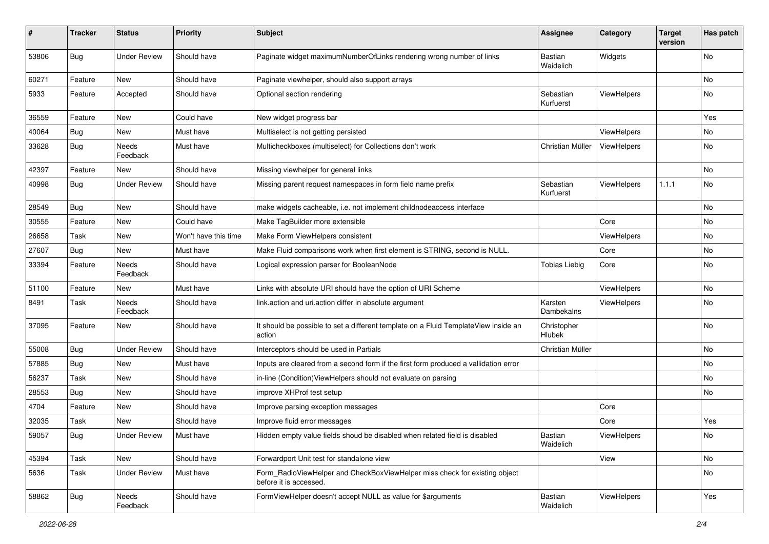| # | Tracker | Status | Priority | Subject | Assignee | Category | Target version | Has patch |
|---|---|---|---|---|---|---|---|---|
| 53806 | Bug | Under Review | Should have | Paginate widget maximumNumberOfLinks rendering wrong number of links | Bastian Waidelich | Widgets | | No |
| 60271 | Feature | New | Should have | Paginate viewhelper, should also support arrays | | | | No |
| 5933 | Feature | Accepted | Should have | Optional section rendering | Sebastian Kurfuerst | ViewHelpers | | No |
| 36559 | Feature | New | Could have | New widget progress bar | | | | Yes |
| 40064 | Bug | New | Must have | Multiselect is not getting persisted | | ViewHelpers | | No |
| 33628 | Bug | Needs Feedback | Must have | Multicheckboxes (multiselect) for Collections don't work | Christian Müller | ViewHelpers | | No |
| 42397 | Feature | New | Should have | Missing viewhelper for general links | | | | No |
| 40998 | Bug | Under Review | Should have | Missing parent request namespaces in form field name prefix | Sebastian Kurfuerst | ViewHelpers | 1.1.1 | No |
| 28549 | Bug | New | Should have | make widgets cacheable, i.e. not implement childnodeaccess interface | | | | No |
| 30555 | Feature | New | Could have | Make TagBuilder more extensible | | Core | | No |
| 26658 | Task | New | Won't have this time | Make Form ViewHelpers consistent | | ViewHelpers | | No |
| 27607 | Bug | New | Must have | Make Fluid comparisons work when first element is STRING, second is NULL. | | Core | | No |
| 33394 | Feature | Needs Feedback | Should have | Logical expression parser for BooleanNode | Tobias Liebig | Core | | No |
| 51100 | Feature | New | Must have | Links with absolute URI should have the option of URI Scheme | | ViewHelpers | | No |
| 8491 | Task | Needs Feedback | Should have | link.action and uri.action differ in absolute argument | Karsten Dambekalns | ViewHelpers | | No |
| 37095 | Feature | New | Should have | It should be possible to set a different template on a Fluid TemplateView inside an action | Christopher Hlubek | | | No |
| 55008 | Bug | Under Review | Should have | Interceptors should be used in Partials | Christian Müller | | | No |
| 57885 | Bug | New | Must have | Inputs are cleared from a second form if the first form produced a vallidation error | | | | No |
| 56237 | Task | New | Should have | in-line (Condition)ViewHelpers should not evaluate on parsing | | | | No |
| 28553 | Bug | New | Should have | improve XHProf test setup | | | | No |
| 4704 | Feature | New | Should have | Improve parsing exception messages | | Core | | |
| 32035 | Task | New | Should have | Improve fluid error messages | | Core | | Yes |
| 59057 | Bug | Under Review | Must have | Hidden empty value fields shoud be disabled when related field is disabled | Bastian Waidelich | ViewHelpers | | No |
| 45394 | Task | New | Should have | Forwardport Unit test for standalone view | | View | | No |
| 5636 | Task | Under Review | Must have | Form_RadioViewHelper and CheckBoxViewHelper miss check for existing object before it is accessed. | | | | No |
| 58862 | Bug | Needs Feedback | Should have | FormViewHelper doesn't accept NULL as value for $arguments | Bastian Waidelich | ViewHelpers | | Yes |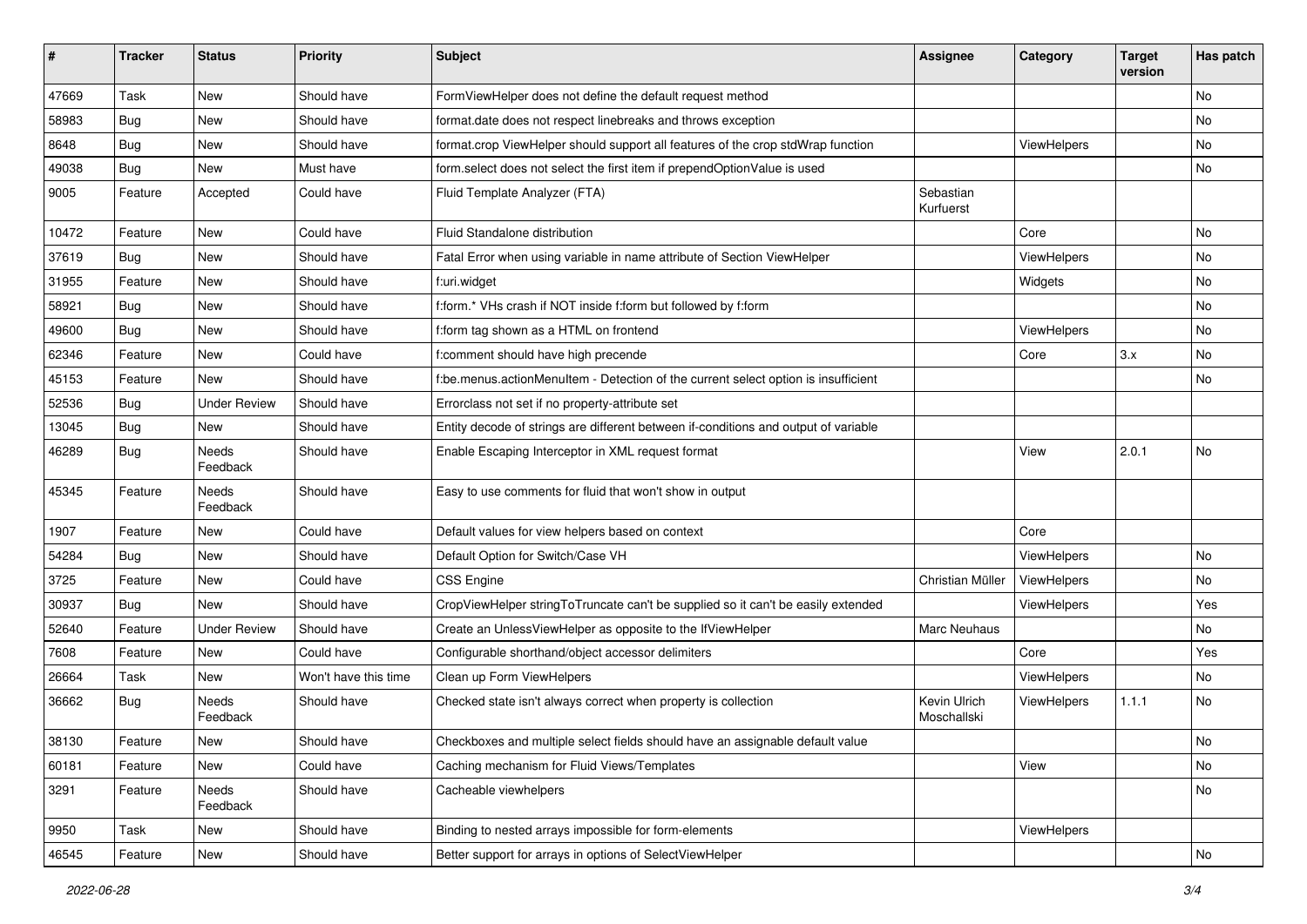| # | Tracker | Status | Priority | Subject | Assignee | Category | Target version | Has patch |
|---|---|---|---|---|---|---|---|---|
| 47669 | Task | New | Should have | FormViewHelper does not define the default request method | | | | No |
| 58983 | Bug | New | Should have | format.date does not respect linebreaks and throws exception | | | | No |
| 8648 | Bug | New | Should have | format.crop ViewHelper should support all features of the crop stdWrap function | | ViewHelpers | | No |
| 49038 | Bug | New | Must have | form.select does not select the first item if prependOptionValue is used | | | | No |
| 9005 | Feature | Accepted | Could have | Fluid Template Analyzer (FTA) | Sebastian Kurfuerst | | | |
| 10472 | Feature | New | Could have | Fluid Standalone distribution | | Core | | No |
| 37619 | Bug | New | Should have | Fatal Error when using variable in name attribute of Section ViewHelper | | ViewHelpers | | No |
| 31955 | Feature | New | Should have | f:uri.widget | | Widgets | | No |
| 58921 | Bug | New | Should have | f:form.* VHs crash if NOT inside f:form but followed by f:form | | | | No |
| 49600 | Bug | New | Should have | f:form tag shown as a HTML on frontend | | ViewHelpers | | No |
| 62346 | Feature | New | Could have | f:comment should have high precende | | Core | 3.x | No |
| 45153 | Feature | New | Should have | f:be.menus.actionMenuItem - Detection of the current select option is insufficient | | | | No |
| 52536 | Bug | Under Review | Should have | Errorclass not set if no property-attribute set | | | | |
| 13045 | Bug | New | Should have | Entity decode of strings are different between if-conditions and output of variable | | | | |
| 46289 | Bug | Needs Feedback | Should have | Enable Escaping Interceptor in XML request format | | View | 2.0.1 | No |
| 45345 | Feature | Needs Feedback | Should have | Easy to use comments for fluid that won't show in output | | | | |
| 1907 | Feature | New | Could have | Default values for view helpers based on context | | Core | | |
| 54284 | Bug | New | Should have | Default Option for Switch/Case VH | | ViewHelpers | | No |
| 3725 | Feature | New | Could have | CSS Engine | Christian Müller | ViewHelpers | | No |
| 30937 | Bug | New | Should have | CropViewHelper stringToTruncate can't be supplied so it can't be easily extended | | ViewHelpers | | Yes |
| 52640 | Feature | Under Review | Should have | Create an UnlessViewHelper as opposite to the IfViewHelper | Marc Neuhaus | | | No |
| 7608 | Feature | New | Could have | Configurable shorthand/object accessor delimiters | | Core | | Yes |
| 26664 | Task | New | Won't have this time | Clean up Form ViewHelpers | | ViewHelpers | | No |
| 36662 | Bug | Needs Feedback | Should have | Checked state isn't always correct when property is collection | Kevin Ulrich Moschallski | ViewHelpers | 1.1.1 | No |
| 38130 | Feature | New | Should have | Checkboxes and multiple select fields should have an assignable default value | | | | No |
| 60181 | Feature | New | Could have | Caching mechanism for Fluid Views/Templates | | View | | No |
| 3291 | Feature | Needs Feedback | Should have | Cacheable viewhelpers | | | | No |
| 9950 | Task | New | Should have | Binding to nested arrays impossible for form-elements | | ViewHelpers | | |
| 46545 | Feature | New | Should have | Better support for arrays in options of SelectViewHelper | | | | No |

*2022-06-28*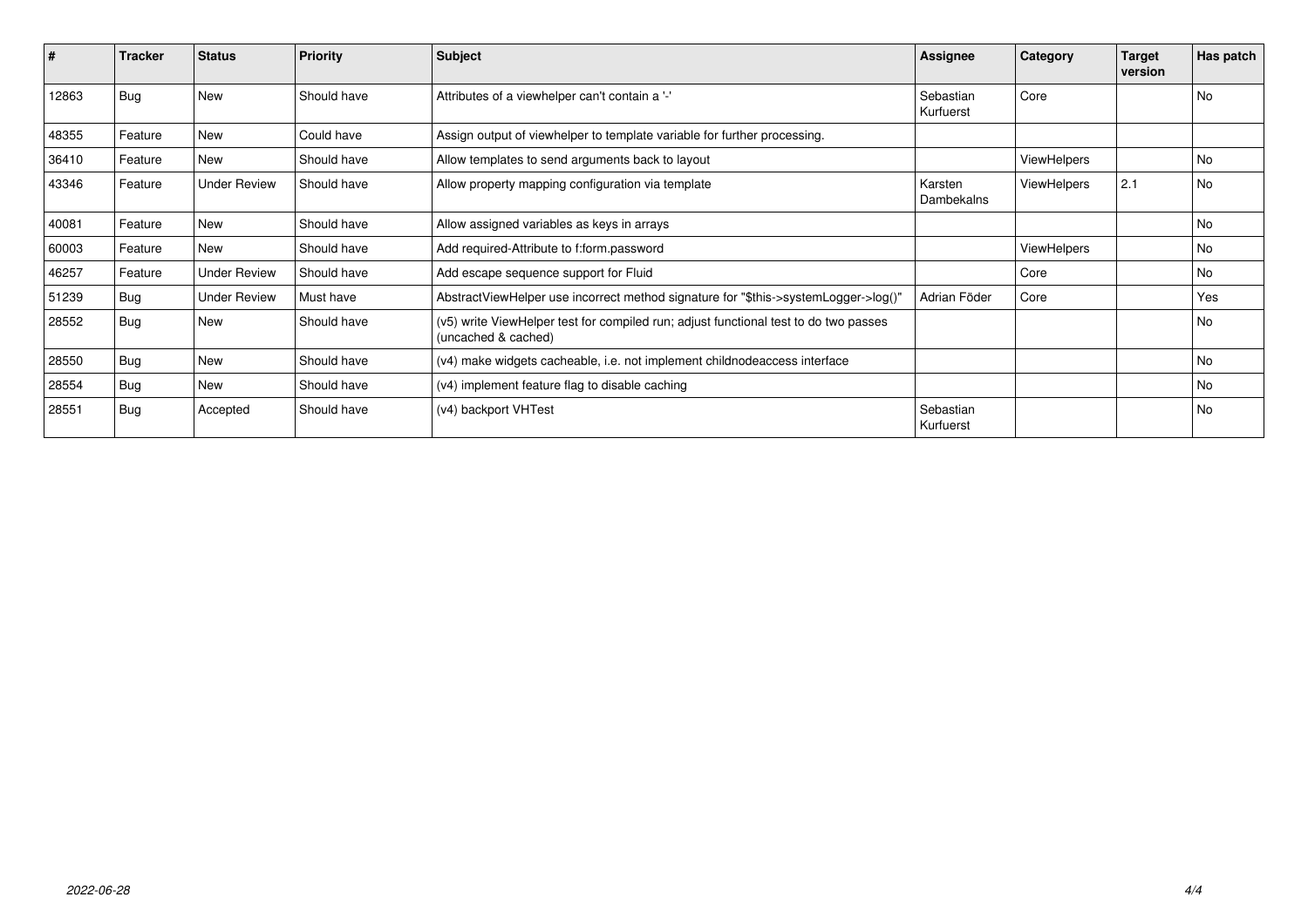| # | Tracker | Status | Priority | Subject | Assignee | Category | Target version | Has patch |
|---|---|---|---|---|---|---|---|---|
| 12863 | Bug | New | Should have | Attributes of a viewhelper can't contain a '-' | Sebastian Kurfuerst | Core | | No |
| 48355 | Feature | New | Could have | Assign output of viewhelper to template variable for further processing. | | | | |
| 36410 | Feature | New | Should have | Allow templates to send arguments back to layout | | ViewHelpers | | No |
| 43346 | Feature | Under Review | Should have | Allow property mapping configuration via template | Karsten Dambekalns | ViewHelpers | 2.1 | No |
| 40081 | Feature | New | Should have | Allow assigned variables as keys in arrays | | | | No |
| 60003 | Feature | New | Should have | Add required-Attribute to f:form.password | | ViewHelpers | | No |
| 46257 | Feature | Under Review | Should have | Add escape sequence support for Fluid | | Core | | No |
| 51239 | Bug | Under Review | Must have | AbstractViewHelper use incorrect method signature for "$this->systemLogger->log()" | Adrian Föder | Core | | Yes |
| 28552 | Bug | New | Should have | (v5) write ViewHelper test for compiled run; adjust functional test to do two passes (uncached & cached) | | | | No |
| 28550 | Bug | New | Should have | (v4) make widgets cacheable, i.e. not implement childnodeaccess interface | | | | No |
| 28554 | Bug | New | Should have | (v4) implement feature flag to disable caching | | | | No |
| 28551 | Bug | Accepted | Should have | (v4) backport VHTest | Sebastian Kurfuerst | | | No |

2022-06-28